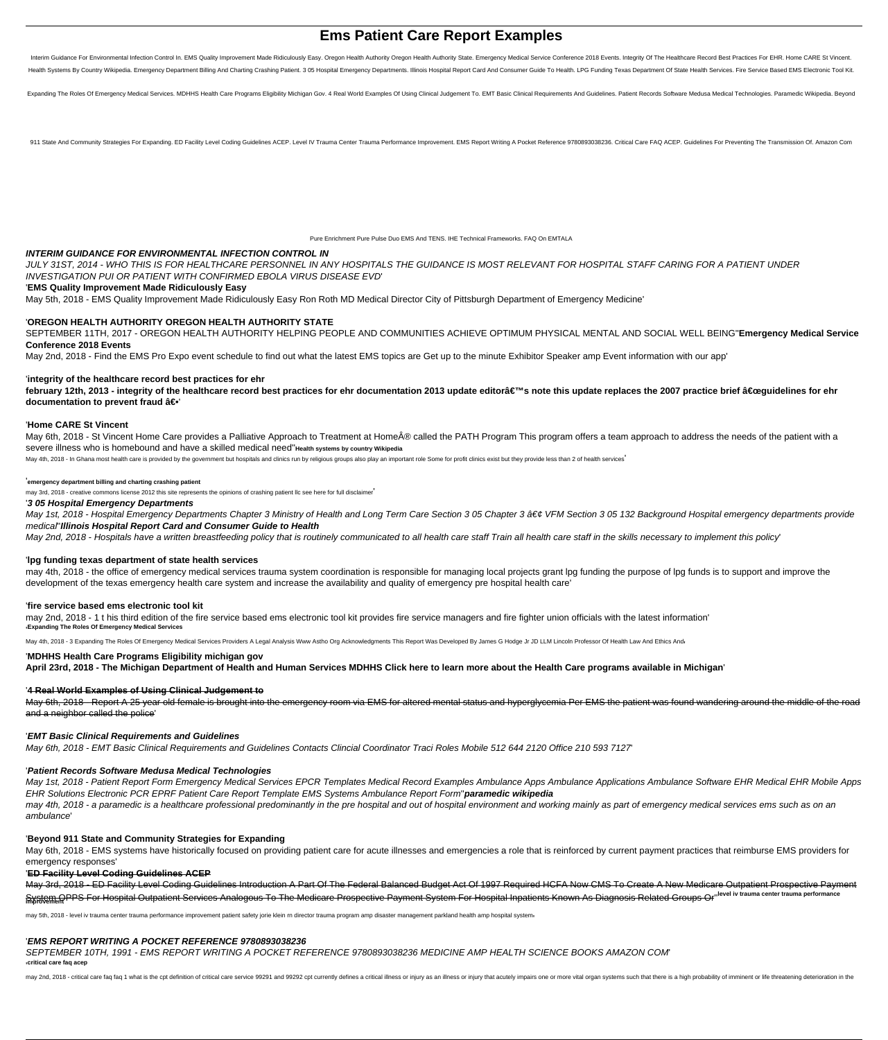# Ems Patient Care Report Examples

Interim Guidance For Environmental Infection Control In. EMS Quality Improvement Made Ridiculously Easy. Oregon Health Authority Oregon Health Authority State. Emergency Medical Service Conference 2018 Events. Integrity Of The Healthcare Record Best Practices For EHR. Home CARE St Vincent. Health Systems By Country Wikipedia. Emergency Department Billing And Charting Crashing Patient. 3 05 Hospital Emergency Departments. Illinois Hospital Report Card And Consumer Guide To Health. LPG Funding Texas Department Of State Health Services. Fire Service Based EMS Electronic Tool Kit. Expanding The Roles Of Emergency Medical Services. MDHHS Health Care Programs Eligibility Michigan Gov. 4 Real World Examples Of Using Clinical Judgement To. EMT Basic Clinical Requirements And Guidelines. Patient Records Software Medusa Medical Technologies. Paramedic Wikipedia. Beyond 911 State And Community Strategies For Expanding. ED Facility Level Coding Guidelines ACEP. Level IV Trauma Center Trauma Performance Improvement. EMS Report Writing A Pocket Reference 9780893038236. Critical Care FAQ ACEP. Guidelines For Preventing The Transmission Of. Amazon Com Pure Enrichment Pure Pulse Duo EMS And TENS. IHE Technical Frameworks. FAQ On EMTALA

***INTERIM GUIDANCE FOR ENVIRONMENTAL INFECTION CONTROL IN***

*JULY 31ST, 2014 - WHO THIS IS FOR HEALTHCARE PERSONNEL IN ANY HOSPITALS THE GUIDANCE IS MOST RELEVANT FOR HOSPITAL STAFF CARING FOR A PATIENT UNDER INVESTIGATION PUI OR PATIENT WITH CONFIRMED EBOLA VIRUS DISEASE EVD*'

'**EMS Quality Improvement Made Ridiculously Easy**

May 5th, 2018 - EMS Quality Improvement Made Ridiculously Easy Ron Roth MD Medical Director City of Pittsburgh Department of Emergency Medicine'

'**OREGON HEALTH AUTHORITY OREGON HEALTH AUTHORITY STATE**

SEPTEMBER 11TH, 2017 - OREGON HEALTH AUTHORITY HELPING PEOPLE AND COMMUNITIES ACHIEVE OPTIMUM PHYSICAL MENTAL AND SOCIAL WELL BEING''**Emergency Medical Service Conference 2018 Events**

May 2nd, 2018 - Find the EMS Pro Expo event schedule to find out what the latest EMS topics are Get up to the minute Exhibitor Speaker amp Event information with our app'

'**integrity of the healthcare record best practices for ehr**

**february 12th, 2013 - integrity of the healthcare record best practices for ehr documentation 2013 update editorâ€™s note this update replaces the 2007 practice brief â€œguidelines for ehr documentation to prevent fraud â€•**'

'**Home CARE St Vincent**

May 6th, 2018 - St Vincent Home Care provides a Palliative Approach to Treatment at HomeÂ® called the PATH Program This program offers a team approach to address the needs of the patient with a severe illness who is homebound and have a skilled medical need''**Health systems by country Wikipedia**

May 4th, 2018 - In Ghana most health care is provided by the government but hospitals and clinics run by religious groups also play an important role Some for profit clinics exist but they provide less than 2 of health services'

'**emergency department billing and charting crashing patient**

may 3rd, 2018 - creative commons license 2012 this site represents the opinions of crashing patient llc see here for full disclaimer'

'***3 05 Hospital Emergency Departments***

*May 1st, 2018 - Hospital Emergency Departments Chapter 3 Ministry of Health and Long Term Care Section 3 05 Chapter 3 â€¢ VFM Section 3 05 132 Background Hospital emergency departments provide medical*''***Illinois Hospital Report Card and Consumer Guide to Health***

*May 2nd, 2018 - Hospitals have a written breastfeeding policy that is routinely communicated to all health care staff Train all health care staff in the skills necessary to implement this policy*'

'**lpg funding texas department of state health services**

may 4th, 2018 - the office of emergency medical services trauma system coordination is responsible for managing local projects grant lpg funding the purpose of lpg funds is to support and improve the development of the texas emergency health care system and increase the availability and quality of emergency pre hospital health care'

'**fire service based ems electronic tool kit**

may 2nd, 2018 - 1 t his third edition of the fire service based ems electronic tool kit provides fire service managers and fire fighter union officials with the latest information'
'**Expanding The Roles Of Emergency Medical Services**

May 4th, 2018 - 3 Expanding The Roles Of Emergency Medical Services Providers A Legal Analysis Www Astho Org Acknowledgments This Report Was Developed By James G Hodge Jr JD LLM Lincoln Professor Of Health Law And Ethics And'

'**MDHHS Health Care Programs Eligibility michigan gov**

**April 23rd, 2018 - The Michigan Department of Health and Human Services MDHHS Click here to learn more about the Health Care programs available in Michigan**'

'**4 Real World Examples of Using Clinical Judgement to**

May 6th, 2018 - Report A 25 year old female is brought into the emergency room via EMS for altered mental status and hyperglycemia Per EMS the patient was found wandering around the middle of the road and a neighbor called the police'

'***EMT Basic Clinical Requirements and Guidelines***

*May 6th, 2018 - EMT Basic Clinical Requirements and Guidelines Contacts Clincial Coordinator Traci Roles Mobile 512 644 2120 Office 210 593 7127*'

'***Patient Records Software Medusa Medical Technologies***

*May 1st, 2018 - Patient Report Form Emergency Medical Services EPCR Templates Medical Record Examples Ambulance Apps Ambulance Applications Ambulance Software EHR Medical EHR Mobile Apps EHR Solutions Electronic PCR EPRF Patient Care Report Template EMS Systems Ambulance Report Form*''***paramedic wikipedia***

*may 4th, 2018 - a paramedic is a healthcare professional predominantly in the pre hospital and out of hospital environment and working mainly as part of emergency medical services ems such as on an ambulance*'

'**Beyond 911 State and Community Strategies for Expanding**

May 6th, 2018 - EMS systems have historically focused on providing patient care for acute illnesses and emergencies a role that is reinforced by current payment practices that reimburse EMS providers for emergency responses'

'**ED Facility Level Coding Guidelines ACEP**

May 3rd, 2018 - ED Facility Level Coding Guidelines Introduction A Part Of The Federal Balanced Budget Act Of 1997 Required HCFA Now CMS To Create A New Medicare Outpatient Prospective Payment System OPPS For Hospital Outpatient Services Analogous To The Medicare Prospective Payment System For Hospital Inpatients Known As Diagnosis Related Groups Or''**level iv trauma center trauma performance improvement**

may 5th, 2018 - level iv trauma center trauma performance improvement patient safety jorie klein rn director trauma program amp disaster management parkland health amp hospital system'

'**EMS REPORT WRITING A POCKET REFERENCE 9780893038236**

SEPTEMBER 10TH, 1991 - EMS REPORT WRITING A POCKET REFERENCE 9780893038236 MEDICINE AMP HEALTH SCIENCE BOOKS AMAZON COM'
'**critical care faq acep**

may 2nd, 2018 - critical care faq faq 1 what is the cpt definition of critical care service 99291 and 99292 cpt currently defines a critical illness or injury as an illness or injury that acutely impairs one or more vital organ systems such that there is a high probability of imminent or life threatening deterioration in the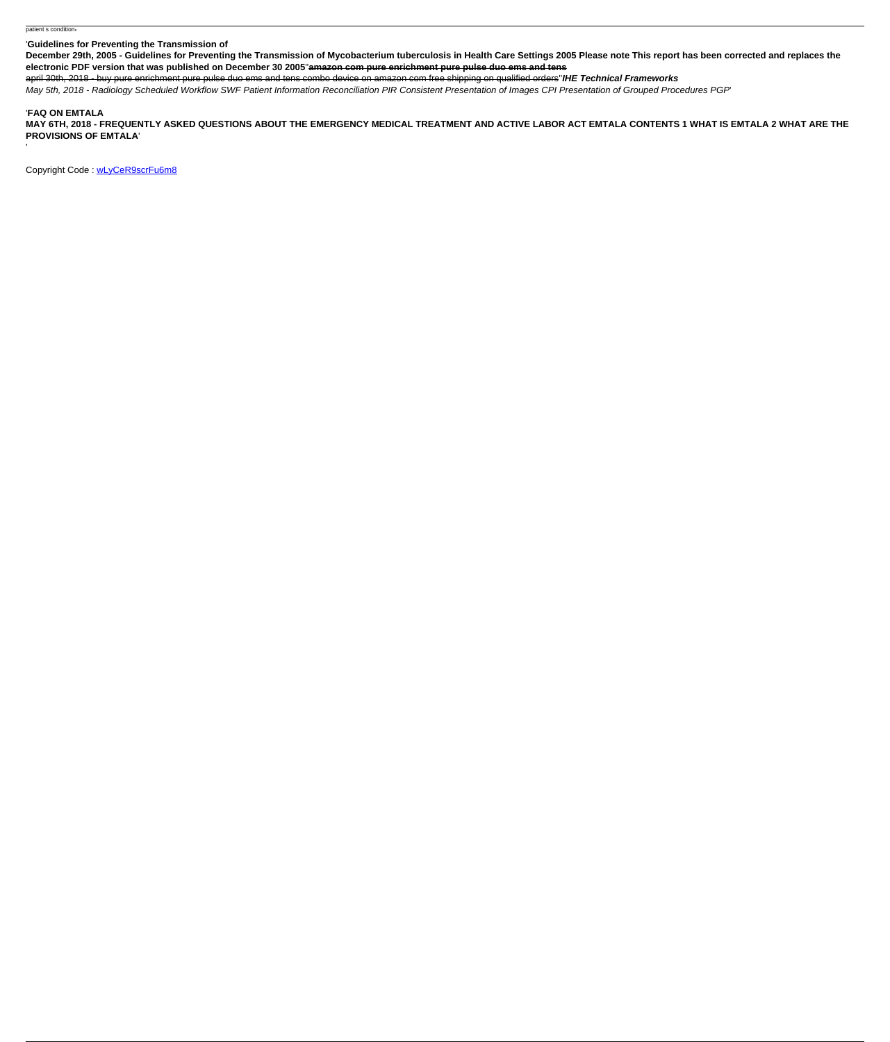patient s condition'

'**Guidelines for Preventing the Transmission of**

**December 29th, 2005 - Guidelines for Preventing the Transmission of Mycobacterium tuberculosis in Health Care Settings 2005 Please note This report has been corrected and replaces the electronic PDF version that was published on December 30 2005**''~~**amazon com pure enrichment pure pulse duo ems and tens**~~

~~april 30th, 2018 - buy pure enrichment pure pulse duo ems and tens combo device on amazon com free shipping on qualified orders~~''***IHE Technical Frameworks***

*May 5th, 2018 - Radiology Scheduled Workflow SWF Patient Information Reconciliation PIR Consistent Presentation of Images CPI Presentation of Grouped Procedures PGP*'

'**FAQ ON EMTALA**

**MAY 6TH, 2018 - FREQUENTLY ASKED QUESTIONS ABOUT THE EMERGENCY MEDICAL TREATMENT AND ACTIVE LABOR ACT EMTALA CONTENTS 1 WHAT IS EMTALA 2 WHAT ARE THE PROVISIONS OF EMTALA**'

'

Copyright Code : wLyCeR9scrFu6m8